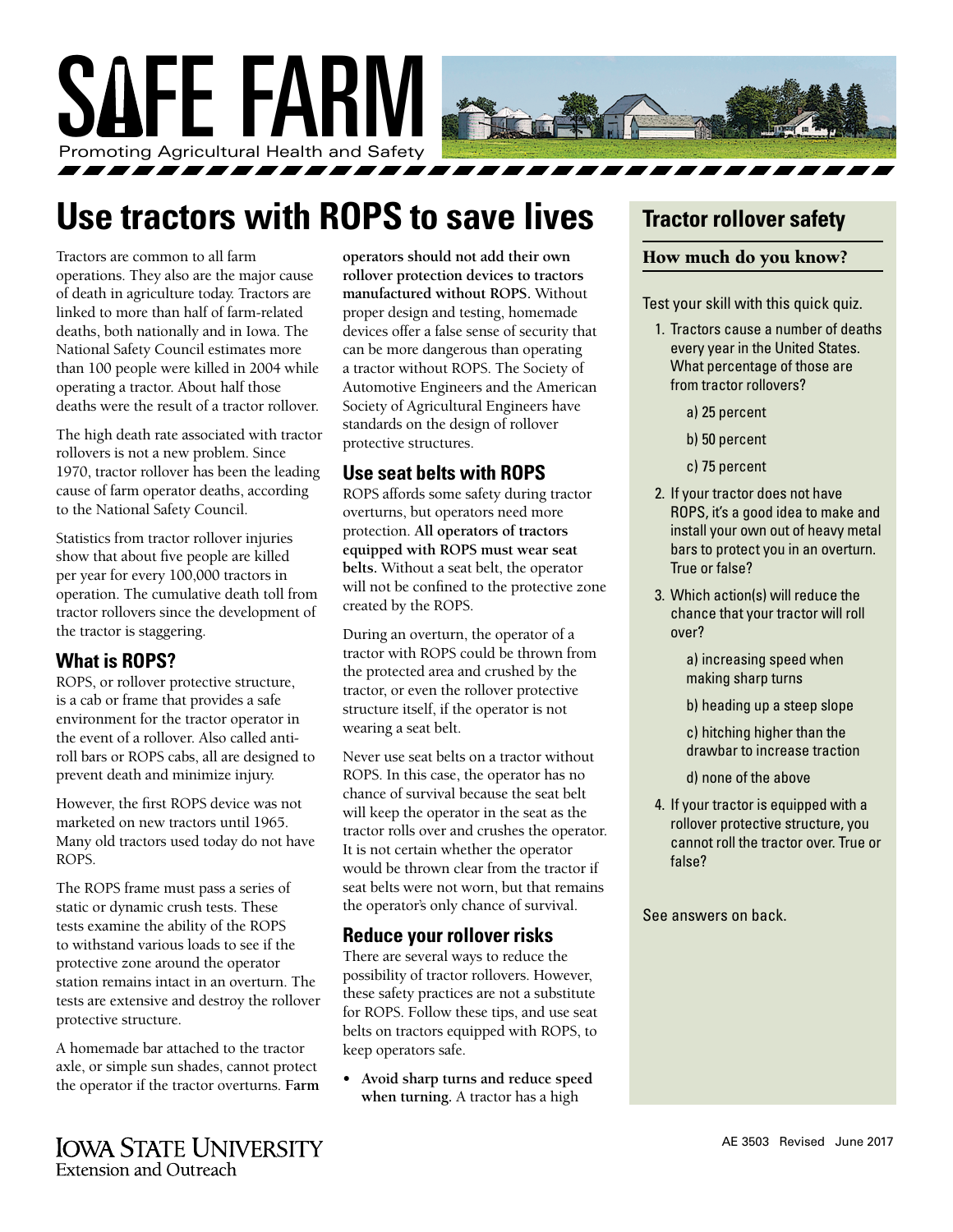# SAFE FARM

Promoting Agricultural Health and Safety

## Use tractors with ROPS to save lives

Tractors are common to all farm operations. They also are the major cause of death in agriculture today. Tractors are linked to more than half of farm-related deaths, both nationally and in Iowa. The National Safety Council estimates more than 100 people were killed in 2004 while operating a tractor. About half those deaths were the result of a tractor rollover.

The high death rate associated with tractor rollovers is not a new problem. Since 1970, tractor rollover has been the leading cause of farm operator deaths, according to the National Safety Council.

Statistics from tractor rollover injuries show that about five people are killed per year for every 100,000 tractors in operation. The cumulative death toll from tractor rollovers since the development of the tractor is staggering.

### What is ROPS?

ROPS, or rollover protective structure, is a cab or frame that provides a safe environment for the tractor operator in the event of a rollover. Also called anti-roll bars or ROPS cabs, all are designed to prevent death and minimize injury.

However, the first ROPS device was not marketed on new tractors until 1965. Many old tractors used today do not have ROPS.

The ROPS frame must pass a series of static or dynamic crush tests. These tests examine the ability of the ROPS to withstand various loads to see if the protective zone around the operator station remains intact in an overturn. The tests are extensive and destroy the rollover protective structure.

A homemade bar attached to the tractor axle, or simple sun shades, cannot protect the operator if the tractor overturns. **Farm operators should not add their own rollover protection devices to tractors manufactured without ROPS.** Without proper design and testing, homemade devices offer a false sense of security that can be more dangerous than operating a tractor without ROPS. The Society of Automotive Engineers and the American Society of Agricultural Engineers have standards on the design of rollover protective structures.

### Use seat belts with ROPS

ROPS affords some safety during tractor overturns, but operators need more protection. **All operators of tractors equipped with ROPS must wear seat belts.** Without a seat belt, the operator will not be confined to the protective zone created by the ROPS.

During an overturn, the operator of a tractor with ROPS could be thrown from the protected area and crushed by the tractor, or even the rollover protective structure itself, if the operator is not wearing a seat belt.

Never use seat belts on a tractor without ROPS. In this case, the operator has no chance of survival because the seat belt will keep the operator in the seat as the tractor rolls over and crushes the operator. It is not certain whether the operator would be thrown clear from the tractor if seat belts were not worn, but that remains the operator's only chance of survival.

### Reduce your rollover risks

There are several ways to reduce the possibility of tractor rollovers. However, these safety practices are not a substitute for ROPS. Follow these tips, and use seat belts on tractors equipped with ROPS, to keep operators safe.

- **Avoid sharp turns and reduce speed when turning.** A tractor has a high

## Tractor rollover safety

### How much do you know?

Test your skill with this quick quiz.

1. Tractors cause a number of deaths every year in the United States. What percentage of those are from tractor rollovers?

   a) 25 percent

   b) 50 percent

   c) 75 percent

2. If your tractor does not have ROPS, it's a good idea to make and install your own out of heavy metal bars to protect you in an overturn. True or false?

3. Which action(s) will reduce the chance that your tractor will roll over?

   a) increasing speed when making sharp turns

   b) heading up a steep slope

   c) hitching higher than the drawbar to increase traction

   d) none of the above

4. If your tractor is equipped with a rollover protective structure, you cannot roll the tractor over. True or false?

See answers on back.

Iowa State University Extension and Outreach

AE 3503 Revised June 2017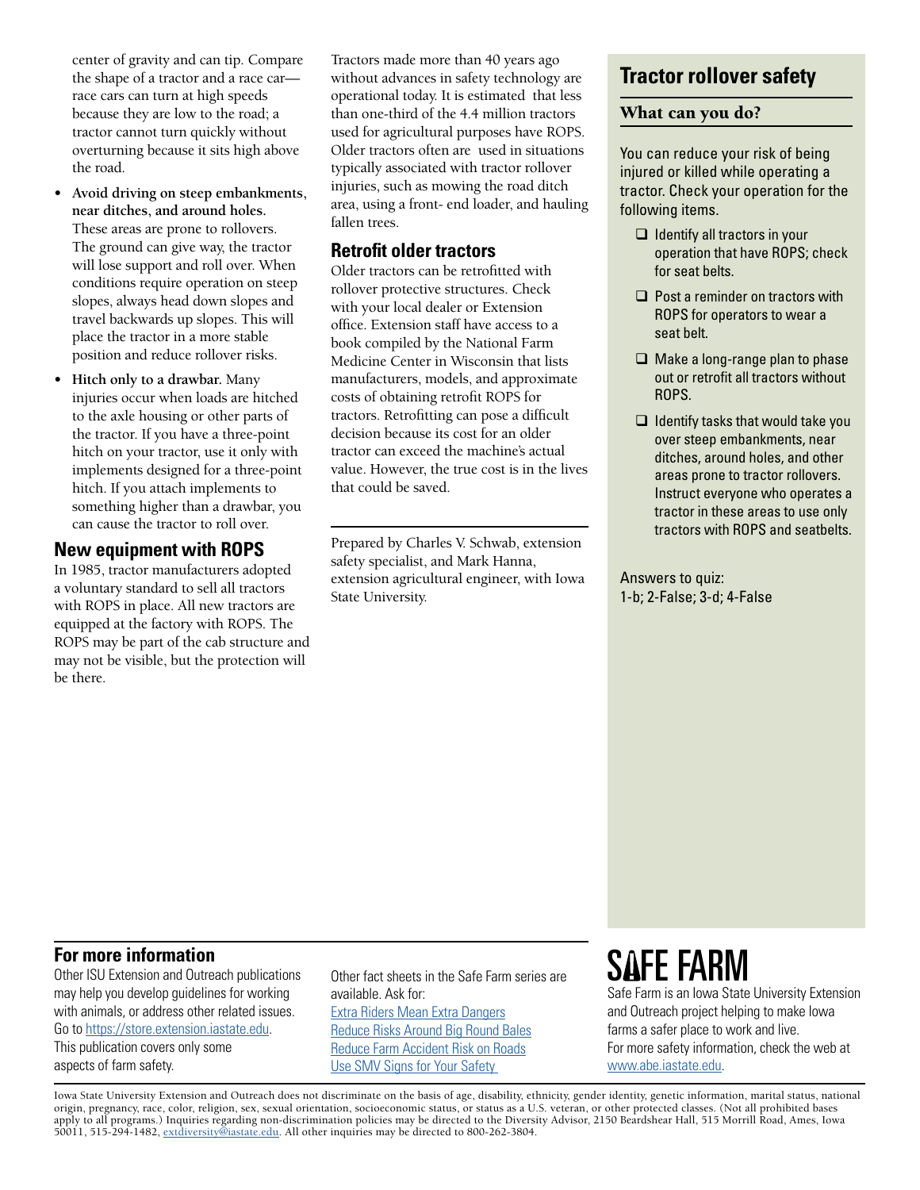center of gravity and can tip. Compare the shape of a tractor and a race car—race cars can turn at high speeds because they are low to the road; a tractor cannot turn quickly without overturning because it sits high above the road.

- **Avoid driving on steep embankments, near ditches, and around holes.** These areas are prone to rollovers. The ground can give way, the tractor will lose support and roll over. When conditions require operation on steep slopes, always head down slopes and travel backwards up slopes. This will place the tractor in a more stable position and reduce rollover risks.
- **Hitch only to a drawbar.** Many injuries occur when loads are hitched to the axle housing or other parts of the tractor. If you have a three-point hitch on your tractor, use it only with implements designed for a three-point hitch. If you attach implements to something higher than a drawbar, you can cause the tractor to roll over.

## New equipment with ROPS

In 1985, tractor manufacturers adopted a voluntary standard to sell all tractors with ROPS in place. All new tractors are equipped at the factory with ROPS. The ROPS may be part of the cab structure and may not be visible, but the protection will be there.

Tractors made more than 40 years ago without advances in safety technology are operational today. It is estimated that less than one-third of the 4.4 million tractors used for agricultural purposes have ROPS. Older tractors often are used in situations typically associated with tractor rollover injuries, such as mowing the road ditch area, using a front- end loader, and hauling fallen trees.

## Retrofit older tractors

Older tractors can be retrofitted with rollover protective structures. Check with your local dealer or Extension office. Extension staff have access to a book compiled by the National Farm Medicine Center in Wisconsin that lists manufacturers, models, and approximate costs of obtaining retrofit ROPS for tractors. Retrofitting can pose a difficult decision because its cost for an older tractor can exceed the machine's actual value. However, the true cost is in the lives that could be saved.

---

Prepared by Charles V. Schwab, extension safety specialist, and Mark Hanna, extension agricultural engineer, with Iowa State University.

## Tractor rollover safety

### What can you do?

You can reduce your risk of being injured or killed while operating a tractor. Check your operation for the following items.

- ❑ Identify all tractors in your operation that have ROPS; check for seat belts.
- ❑ Post a reminder on tractors with ROPS for operators to wear a seat belt.
- ❑ Make a long-range plan to phase out or retrofit all tractors without ROPS.
- ❑ Identify tasks that would take you over steep embankments, near ditches, around holes, and other areas prone to tractor rollovers. Instruct everyone who operates a tractor in these areas to use only tractors with ROPS and seatbelts.

Answers to quiz:
1-b; 2-False; 3-d; 4-False

## For more information

Other ISU Extension and Outreach publications may help you develop guidelines for working with animals, or address other related issues. Go to https://store.extension.iastate.edu. This publication covers only some aspects of farm safety.

Other fact sheets in the Safe Farm series are available. Ask for:
Extra Riders Mean Extra Dangers
Reduce Risks Around Big Round Bales
Reduce Farm Accident Risk on Roads
Use SMV Signs for Your Safety

## SAFE FARM

Safe Farm is an Iowa State University Extension and Outreach project helping to make Iowa farms a safer place to work and live.
For more safety information, check the web at www.abe.iastate.edu.

Iowa State University Extension and Outreach does not discriminate on the basis of age, disability, ethnicity, gender identity, genetic information, marital status, national origin, pregnancy, race, color, religion, sex, sexual orientation, socioeconomic status, or status as a U.S. veteran, or other protected classes. (Not all prohibited bases apply to all programs.) Inquiries regarding non-discrimination policies may be directed to the Diversity Advisor, 2150 Beardshear Hall, 515 Morrill Road, Ames, Iowa 50011, 515-294-1482, extdiversity@iastate.edu. All other inquiries may be directed to 800-262-3804.